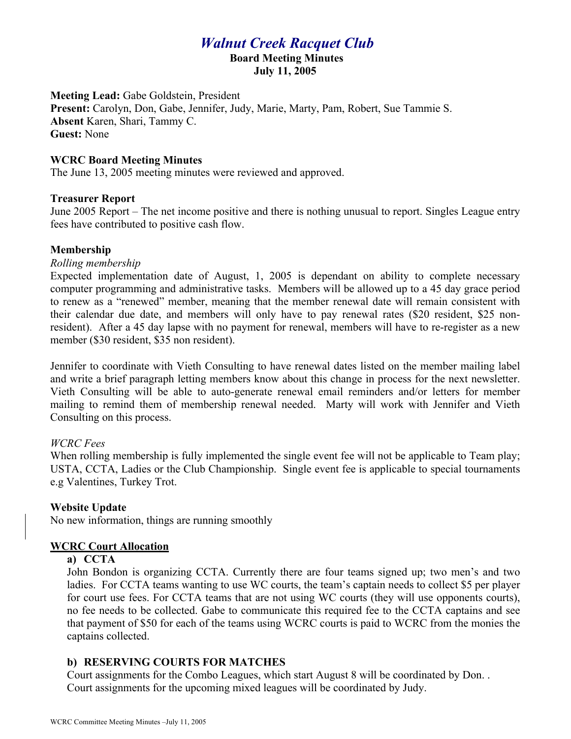# *Walnut Creek Racquet Club*

**Board Meeting Minutes**
**July 11, 2005**

**Meeting Lead:** Gabe Goldstein, President
**Present:** Carolyn, Don, Gabe, Jennifer, Judy, Marie, Marty, Pam, Robert, Sue Tammie S.
**Absent** Karen, Shari, Tammy C.
**Guest:** None

### WCRC Board Meeting Minutes

The June 13, 2005 meeting minutes were reviewed and approved.

### Treasurer Report

June 2005 Report – The net income positive and there is nothing unusual to report. Singles League entry fees have contributed to positive cash flow.

### Membership

*Rolling membership*

Expected implementation date of August, 1, 2005 is dependant on ability to complete necessary computer programming and administrative tasks. Members will be allowed up to a 45 day grace period to renew as a "renewed" member, meaning that the member renewal date will remain consistent with their calendar due date, and members will only have to pay renewal rates ($20 resident, $25 non-resident). After a 45 day lapse with no payment for renewal, members will have to re-register as a new member ($30 resident, $35 non resident).

Jennifer to coordinate with Vieth Consulting to have renewal dates listed on the member mailing label and write a brief paragraph letting members know about this change in process for the next newsletter. Vieth Consulting will be able to auto-generate renewal email reminders and/or letters for member mailing to remind them of membership renewal needed. Marty will work with Jennifer and Vieth Consulting on this process.

*WCRC Fees*

When rolling membership is fully implemented the single event fee will not be applicable to Team play; USTA, CCTA, Ladies or the Club Championship. Single event fee is applicable to special tournaments e.g Valentines, Turkey Trot.

### Website Update

No new information, things are running smoothly

### <u>WCRC Court Allocation</u>

**a) CCTA**

John Bondon is organizing CCTA. Currently there are four teams signed up; two men's and two ladies. For CCTA teams wanting to use WC courts, the team's captain needs to collect $5 per player for court use fees. For CCTA teams that are not using WC courts (they will use opponents courts), no fee needs to be collected. Gabe to communicate this required fee to the CCTA captains and see that payment of $50 for each of the teams using WCRC courts is paid to WCRC from the monies the captains collected.

**b) RESERVING COURTS FOR MATCHES**

Court assignments for the Combo Leagues, which start August 8 will be coordinated by Don. .
Court assignments for the upcoming mixed leagues will be coordinated by Judy.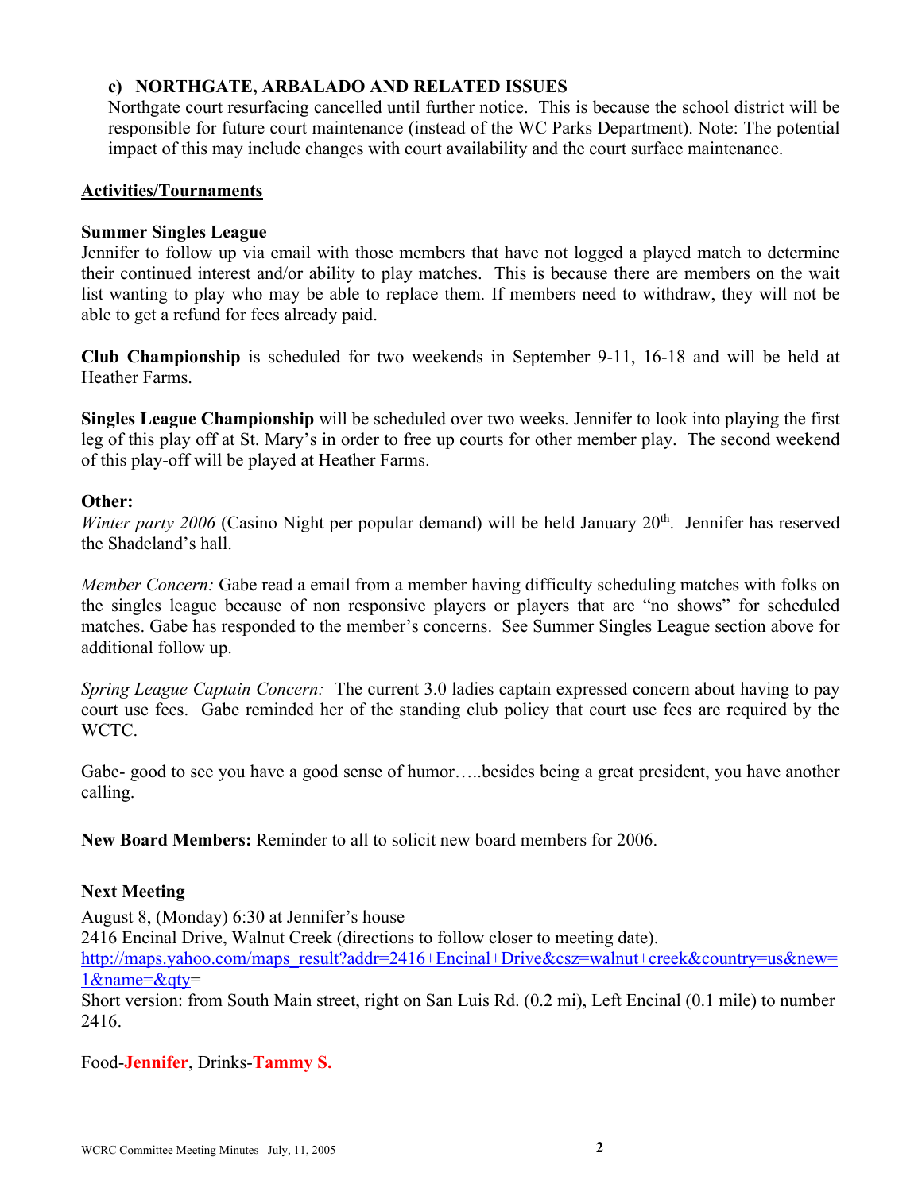### c) NORTHGATE, ARBALADO AND RELATED ISSUES

Northgate court resurfacing cancelled until further notice. This is because the school district will be responsible for future court maintenance (instead of the WC Parks Department). Note: The potential impact of this <u>may</u> include changes with court availability and the court surface maintenance.

<u>**Activities/Tournaments**</u>

**Summer Singles League**

Jennifer to follow up via email with those members that have not logged a played match to determine their continued interest and/or ability to play matches. This is because there are members on the wait list wanting to play who may be able to replace them. If members need to withdraw, they will not be able to get a refund for fees already paid.

**Club Championship** is scheduled for two weekends in September 9-11, 16-18 and will be held at Heather Farms.

**Singles League Championship** will be scheduled over two weeks. Jennifer to look into playing the first leg of this play off at St. Mary's in order to free up courts for other member play. The second weekend of this play-off will be played at Heather Farms.

**Other:**

*Winter party 2006* (Casino Night per popular demand) will be held January 20th. Jennifer has reserved the Shadeland's hall.

*Member Concern:* Gabe read a email from a member having difficulty scheduling matches with folks on the singles league because of non responsive players or players that are "no shows" for scheduled matches. Gabe has responded to the member's concerns. See Summer Singles League section above for additional follow up.

*Spring League Captain Concern:* The current 3.0 ladies captain expressed concern about having to pay court use fees. Gabe reminded her of the standing club policy that court use fees are required by the WCTC.

Gabe- good to see you have a good sense of humor…..besides being a great president, you have another calling.

**New Board Members:** Reminder to all to solicit new board members for 2006.

**Next Meeting**

August 8, (Monday) 6:30 at Jennifer's house
2416 Encinal Drive, Walnut Creek (directions to follow closer to meeting date).
http://maps.yahoo.com/maps_result?addr=2416+Encinal+Drive&csz=walnut+creek&country=us&new=1&name=&qty=
Short version: from South Main street, right on San Luis Rd. (0.2 mi), Left Encinal (0.1 mile) to number 2416.

Food-**Jennifer**, Drinks-**Tammy S.**